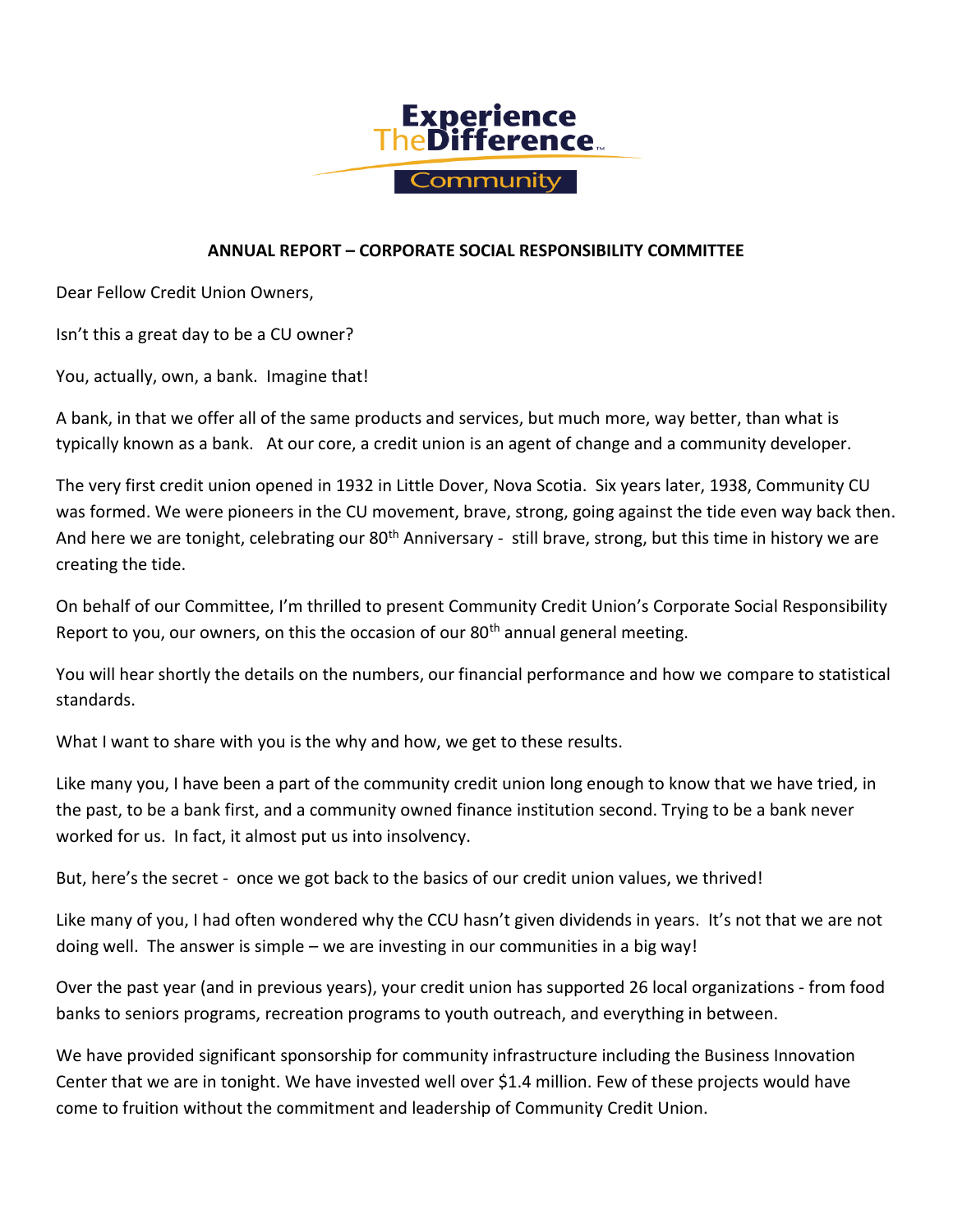Experience TheDifference™ Community

## ANNUAL REPORT – CORPORATE SOCIAL RESPONSIBILITY COMMITTEE

Dear Fellow Credit Union Owners,

Isn't this a great day to be a CU owner?

You, actually, own, a bank. Imagine that!

A bank, in that we offer all of the same products and services, but much more, way better, than what is typically known as a bank. At our core, a credit union is an agent of change and a community developer.

The very first credit union opened in 1932 in Little Dover, Nova Scotia. Six years later, 1938, Community CU was formed. We were pioneers in the CU movement, brave, strong, going against the tide even way back then. And here we are tonight, celebrating our 80th Anniversary - still brave, strong, but this time in history we are creating the tide.

On behalf of our Committee, I'm thrilled to present Community Credit Union's Corporate Social Responsibility Report to you, our owners, on this the occasion of our 80th annual general meeting.

You will hear shortly the details on the numbers, our financial performance and how we compare to statistical standards.

What I want to share with you is the why and how, we get to these results.

Like many you, I have been a part of the community credit union long enough to know that we have tried, in the past, to be a bank first, and a community owned finance institution second. Trying to be a bank never worked for us. In fact, it almost put us into insolvency.

But, here's the secret - once we got back to the basics of our credit union values, we thrived!

Like many of you, I had often wondered why the CCU hasn't given dividends in years. It's not that we are not doing well. The answer is simple – we are investing in our communities in a big way!

Over the past year (and in previous years), your credit union has supported 26 local organizations - from food banks to seniors programs, recreation programs to youth outreach, and everything in between.

We have provided significant sponsorship for community infrastructure including the Business Innovation Center that we are in tonight. We have invested well over $1.4 million. Few of these projects would have come to fruition without the commitment and leadership of Community Credit Union.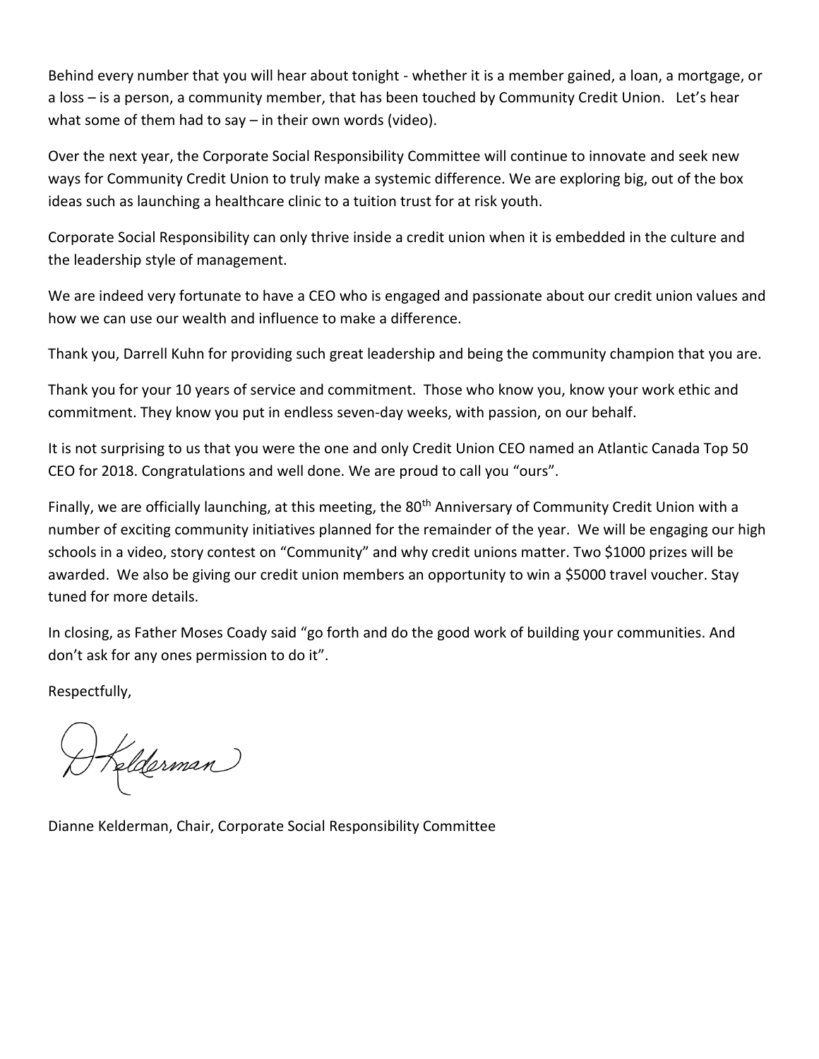Behind every number that you will hear about tonight - whether it is a member gained, a loan, a mortgage, or a loss – is a person, a community member, that has been touched by Community Credit Union. Let's hear what some of them had to say – in their own words (video).

Over the next year, the Corporate Social Responsibility Committee will continue to innovate and seek new ways for Community Credit Union to truly make a systemic difference. We are exploring big, out of the box ideas such as launching a healthcare clinic to a tuition trust for at risk youth.

Corporate Social Responsibility can only thrive inside a credit union when it is embedded in the culture and the leadership style of management.

We are indeed very fortunate to have a CEO who is engaged and passionate about our credit union values and how we can use our wealth and influence to make a difference.

Thank you, Darrell Kuhn for providing such great leadership and being the community champion that you are.

Thank you for your 10 years of service and commitment. Those who know you, know your work ethic and commitment. They know you put in endless seven-day weeks, with passion, on our behalf.

It is not surprising to us that you were the one and only Credit Union CEO named an Atlantic Canada Top 50 CEO for 2018. Congratulations and well done. We are proud to call you "ours".

Finally, we are officially launching, at this meeting, the 80th Anniversary of Community Credit Union with a number of exciting community initiatives planned for the remainder of the year. We will be engaging our high schools in a video, story contest on "Community" and why credit unions matter. Two $1000 prizes will be awarded. We also be giving our credit union members an opportunity to win a $5000 travel voucher. Stay tuned for more details.

In closing, as Father Moses Coady said "go forth and do the good work of building your communities. And don't ask for any ones permission to do it".

Respectfully,

D Kelderman

Dianne Kelderman, Chair, Corporate Social Responsibility Committee